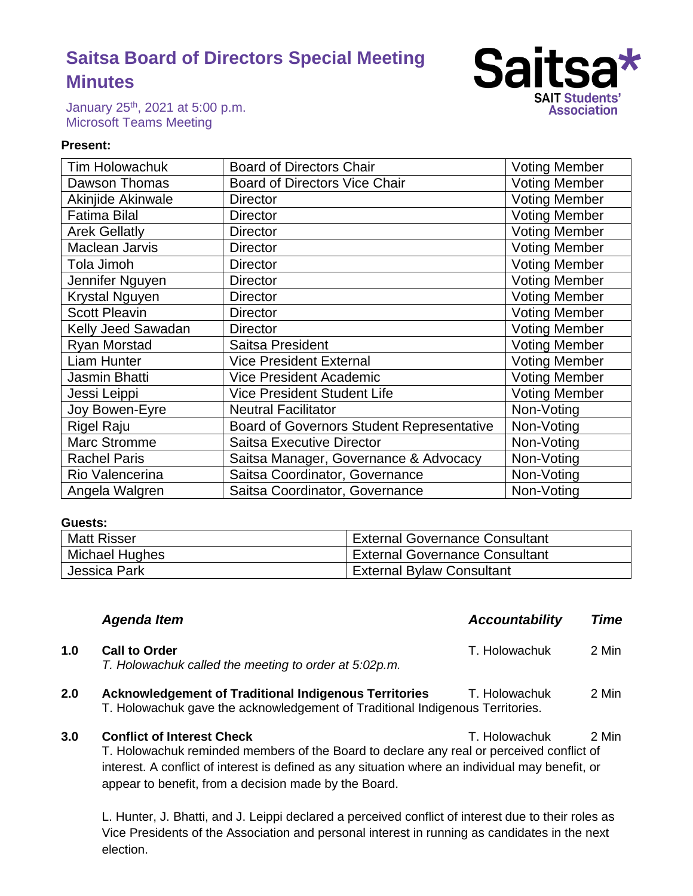# Saitsa Board of Directors Special Meeting Minutes

January 25th, 2021 at 5:00 p.m.
Microsoft Teams Meeting

**Present:**

| | | |
|---|---|---|
| Tim Holowachuk | Board of Directors Chair | Voting Member |
| Dawson Thomas | Board of Directors Vice Chair | Voting Member |
| Akinjide Akinwale | Director | Voting Member |
| Fatima Bilal | Director | Voting Member |
| Arek Gellatly | Director | Voting Member |
| Maclean Jarvis | Director | Voting Member |
| Tola Jimoh | Director | Voting Member |
| Jennifer Nguyen | Director | Voting Member |
| Krystal Nguyen | Director | Voting Member |
| Scott Pleavin | Director | Voting Member |
| Kelly Jeed Sawadan | Director | Voting Member |
| Ryan Morstad | Saitsa President | Voting Member |
| Liam Hunter | Vice President External | Voting Member |
| Jasmin Bhatti | Vice President Academic | Voting Member |
| Jessi Leippi | Vice President Student Life | Voting Member |
| Joy Bowen-Eyre | Neutral Facilitator | Non-Voting |
| Rigel Raju | Board of Governors Student Representative | Non-Voting |
| Marc Stromme | Saitsa Executive Director | Non-Voting |
| Rachel Paris | Saitsa Manager, Governance & Advocacy | Non-Voting |
| Rio Valencerina | Saitsa Coordinator, Governance | Non-Voting |
| Angela Walgren | Saitsa Coordinator, Governance | Non-Voting |

**Guests:**

| | |
|---|---|
| Matt Risser | External Governance Consultant |
| Michael Hughes | External Governance Consultant |
| Jessica Park | External Bylaw Consultant |

| | *Agenda Item* | *Accountability* | *Time* |
|---|---|---|---|
| **1.0** | **Call to Order** | T. Holowachuk | 2 Min |
| **2.0** | **Acknowledgement of Traditional Indigenous Territories** | T. Holowachuk | 2 Min |
| **3.0** | **Conflict of Interest Check** | T. Holowachuk | 2 Min |

**1.0 Call to Order** — T. Holowachuk — 2 Min

*T. Holowachuk called the meeting to order at 5:02p.m.*

**2.0 Acknowledgement of Traditional Indigenous Territories** — T. Holowachuk — 2 Min

T. Holowachuk gave the acknowledgement of Traditional Indigenous Territories.

**3.0 Conflict of Interest Check** — T. Holowachuk — 2 Min

T. Holowachuk reminded members of the Board to declare any real or perceived conflict of interest. A conflict of interest is defined as any situation where an individual may benefit, or appear to benefit, from a decision made by the Board.

L. Hunter, J. Bhatti, and J. Leippi declared a perceived conflict of interest due to their roles as Vice Presidents of the Association and personal interest in running as candidates in the next election.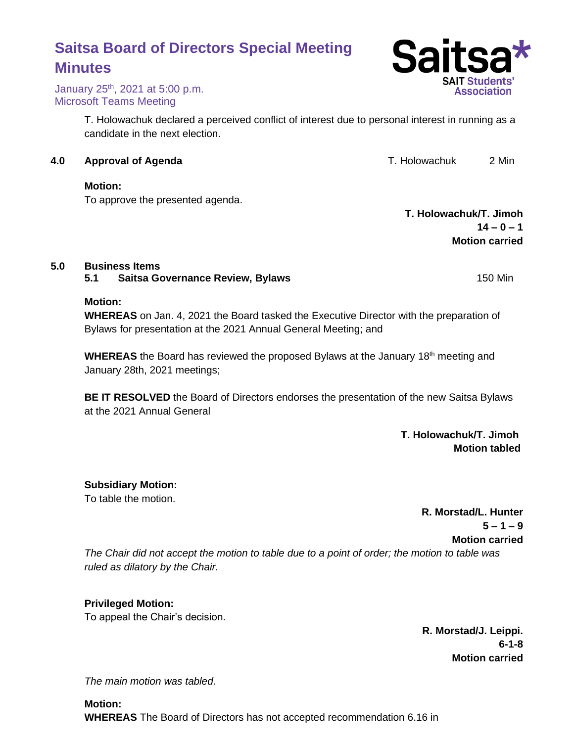# Saitsa Board of Directors Special Meeting Minutes

January 25th, 2021 at 5:00 p.m.
Microsoft Teams Meeting

T. Holowachuk declared a perceived conflict of interest due to personal interest in running as a candidate in the next election.

**4.0 Approval of Agenda** — T. Holowachuk — 2 Min

**Motion:**
To approve the presented agenda.

**T. Holowachuk/T. Jimoh**
**14 – 0 – 1**
**Motion carried**

**5.0 Business Items**

**5.1 Saitsa Governance Review, Bylaws** — 150 Min

**Motion:**
**WHEREAS** on Jan. 4, 2021 the Board tasked the Executive Director with the preparation of Bylaws for presentation at the 2021 Annual General Meeting; and

**WHEREAS** the Board has reviewed the proposed Bylaws at the January 18th meeting and January 28th, 2021 meetings;

**BE IT RESOLVED** the Board of Directors endorses the presentation of the new Saitsa Bylaws at the 2021 Annual General

**T. Holowachuk/T. Jimoh**
**Motion tabled**

**Subsidiary Motion:**
To table the motion.

**R. Morstad/L. Hunter**
**5 – 1 – 9**
**Motion carried**

*The Chair did not accept the motion to table due to a point of order; the motion to table was ruled as dilatory by the Chair.*

**Privileged Motion:**
To appeal the Chair's decision.

**R. Morstad/J. Leippi.**
**6-1-8**
**Motion carried**

*The main motion was tabled.*

**Motion:**
**WHEREAS** The Board of Directors has not accepted recommendation 6.16 in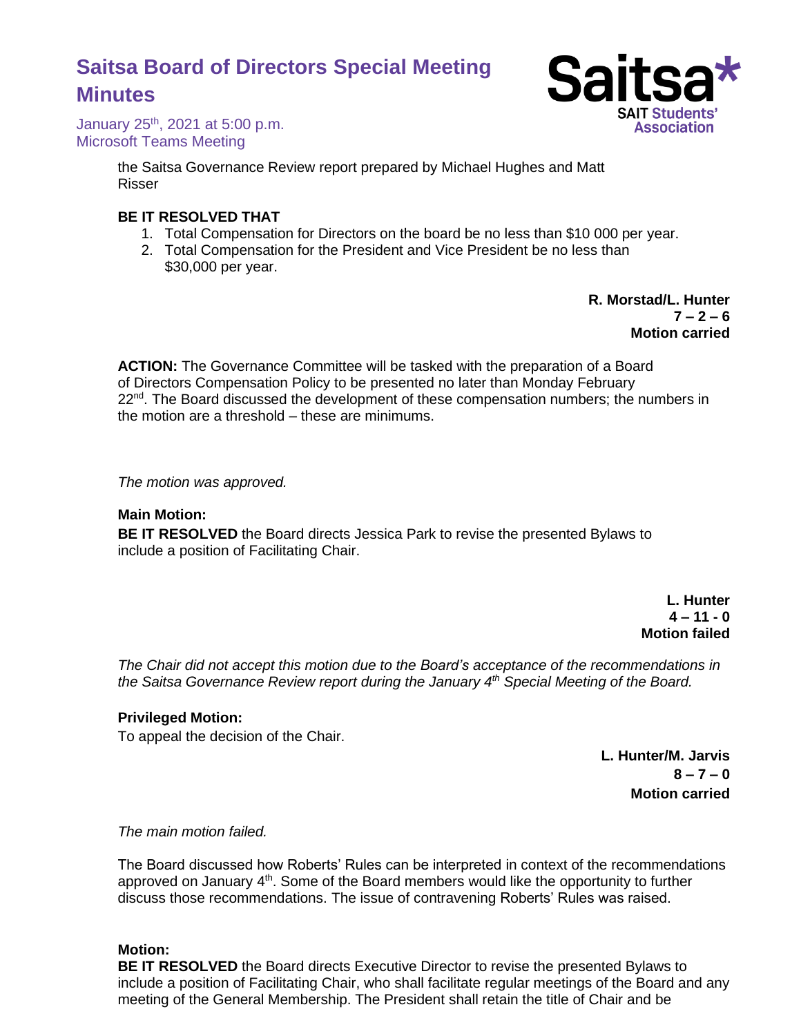the Saitsa Governance Review report prepared by Michael Hughes and Matt Risser

**BE IT RESOLVED THAT**

1. Total Compensation for Directors on the board be no less than $10 000 per year.
2. Total Compensation for the President and Vice President be no less than $30,000 per year.

**R. Morstad/L. Hunter**
**7 – 2 – 6**
**Motion carried**

**ACTION:** The Governance Committee will be tasked with the preparation of a Board of Directors Compensation Policy to be presented no later than Monday February 22nd. The Board discussed the development of these compensation numbers; the numbers in the motion are a threshold – these are minimums.

*The motion was approved.*

**Main Motion:**
**BE IT RESOLVED** the Board directs Jessica Park to revise the presented Bylaws to include a position of Facilitating Chair.

**L. Hunter**
**4 – 11 - 0**
**Motion failed**

*The Chair did not accept this motion due to the Board's acceptance of the recommendations in the Saitsa Governance Review report during the January 4th Special Meeting of the Board.*

**Privileged Motion:**
To appeal the decision of the Chair.

**L. Hunter/M. Jarvis**
**8 – 7 – 0**
**Motion carried**

*The main motion failed.*

The Board discussed how Roberts' Rules can be interpreted in context of the recommendations approved on January 4th. Some of the Board members would like the opportunity to further discuss those recommendations. The issue of contravening Roberts' Rules was raised.

**Motion:**
**BE IT RESOLVED** the Board directs Executive Director to revise the presented Bylaws to include a position of Facilitating Chair, who shall facilitate regular meetings of the Board and any meeting of the General Membership. The President shall retain the title of Chair and be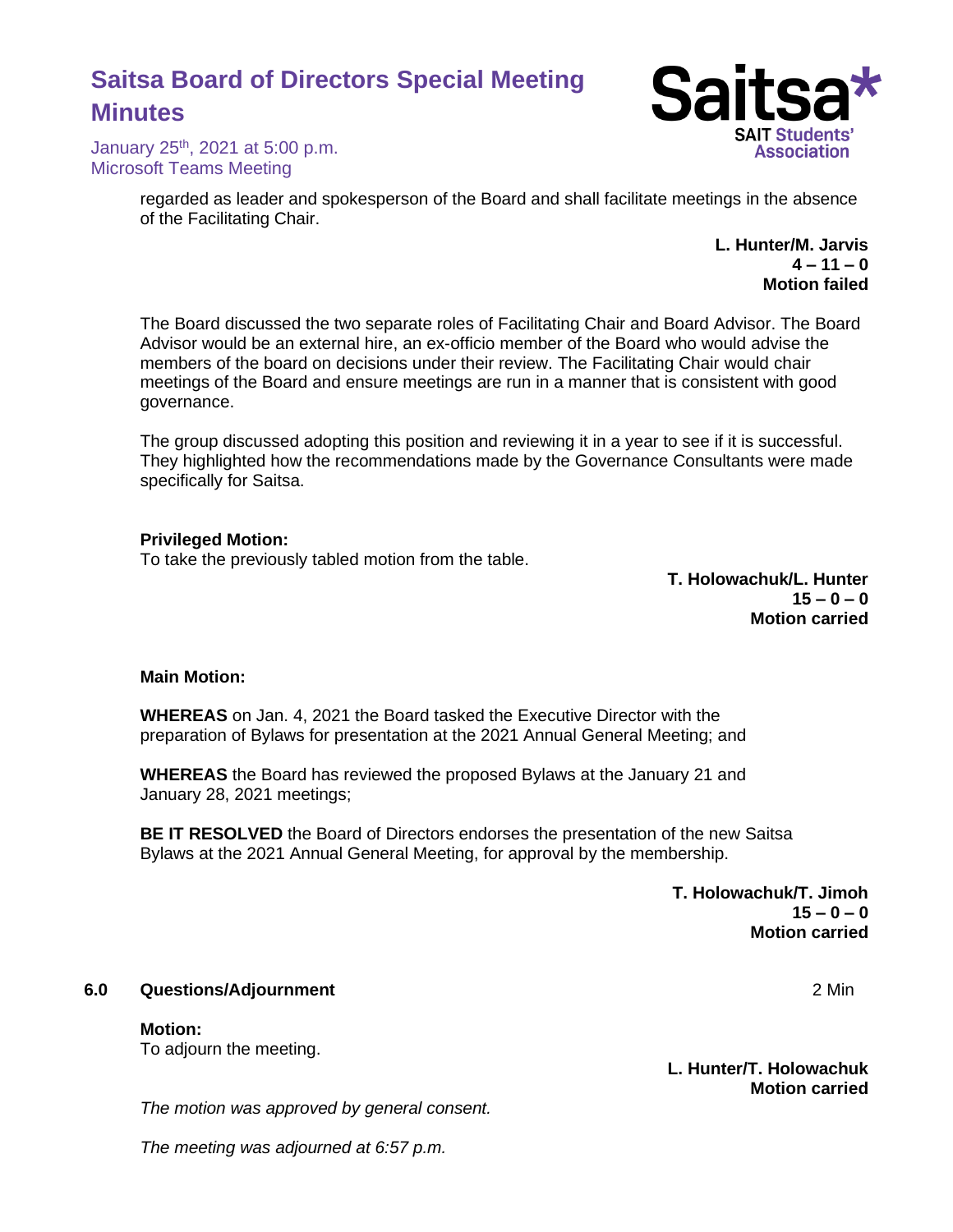regarded as leader and spokesperson of the Board and shall facilitate meetings in the absence of the Facilitating Chair.

**L. Hunter/M. Jarvis**
**4 – 11 – 0**
**Motion failed**

The Board discussed the two separate roles of Facilitating Chair and Board Advisor. The Board Advisor would be an external hire, an ex-officio member of the Board who would advise the members of the board on decisions under their review. The Facilitating Chair would chair meetings of the Board and ensure meetings are run in a manner that is consistent with good governance.

The group discussed adopting this position and reviewing it in a year to see if it is successful. They highlighted how the recommendations made by the Governance Consultants were made specifically for Saitsa.

**Privileged Motion:**
To take the previously tabled motion from the table.

**T. Holowachuk/L. Hunter**
**15 – 0 – 0**
**Motion carried**

**Main Motion:**

**WHEREAS** on Jan. 4, 2021 the Board tasked the Executive Director with the preparation of Bylaws for presentation at the 2021 Annual General Meeting; and

**WHEREAS** the Board has reviewed the proposed Bylaws at the January 21 and January 28, 2021 meetings;

**BE IT RESOLVED** the Board of Directors endorses the presentation of the new Saitsa Bylaws at the 2021 Annual General Meeting, for approval by the membership.

**T. Holowachuk/T. Jimoh**
**15 – 0 – 0**
**Motion carried**

## 6.0 Questions/Adjournment — 2 Min

**Motion:**
To adjourn the meeting.

**L. Hunter/T. Holowachuk**
**Motion carried**

*The motion was approved by general consent.*

*The meeting was adjourned at 6:57 p.m.*